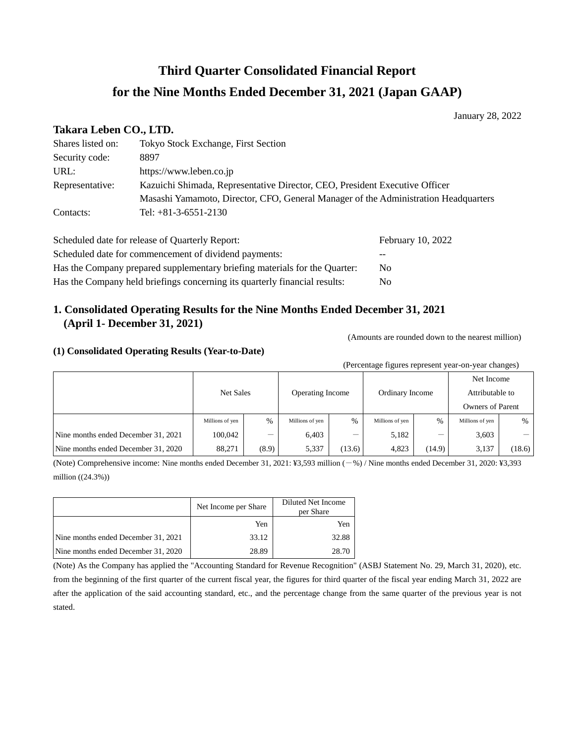# Third Quarter Consolidated Financial Report
# for the Nine Months Ended December 31, 2021 (Japan GAAP)

January 28, 2022

## Takara Leben CO., LTD.

| | |
|---|---|
| Shares listed on: | Tokyo Stock Exchange, First Section |
| Security code: | 8897 |
| URL: | https://www.leben.co.jp |
| Representative: | Kazuichi Shimada, Representative Director, CEO, President Executive Officer |
| | Masashi Yamamoto, Director, CFO, General Manager of the Administration Headquarters |
| Contacts: | Tel: +81-3-6551-2130 |

| | |
|---|---|
| Scheduled date for release of Quarterly Report: | February 10, 2022 |
| Scheduled date for commencement of dividend payments: | -- |
| Has the Company prepared supplementary briefing materials for the Quarter: | No |
| Has the Company held briefings concerning its quarterly financial results: | No |

## 1. Consolidated Operating Results for the Nine Months Ended December 31, 2021 (April 1- December 31, 2021)

(Amounts are rounded down to the nearest million)

### (1) Consolidated Operating Results (Year-to-Date)

(Percentage figures represent year-on-year changes)

| | Net Sales | | Operating Income | | Ordinary Income | | Net Income Attributable to Owners of Parent | |
|---|---|---|---|---|---|---|---|---|
| | Millions of yen | % | Millions of yen | % | Millions of yen | % | Millions of yen | % |
| Nine months ended December 31, 2021 | 100,042 | ― | 6,403 | ― | 5,182 | ― | 3,603 | ― |
| Nine months ended December 31, 2020 | 88,271 | (8.9) | 5,337 | (13.6) | 4,823 | (14.9) | 3,137 | (18.6) |

(Note) Comprehensive income: Nine months ended December 31, 2021: ¥3,593 million (―%) / Nine months ended December 31, 2020: ¥3,393 million ((24.3%))

| | Net Income per Share | Diluted Net Income per Share |
|---|---|---|
| | Yen | Yen |
| Nine months ended December 31, 2021 | 33.12 | 32.88 |
| Nine months ended December 31, 2020 | 28.89 | 28.70 |

(Note) As the Company has applied the "Accounting Standard for Revenue Recognition" (ASBJ Statement No. 29, March 31, 2020), etc. from the beginning of the first quarter of the current fiscal year, the figures for third quarter of the fiscal year ending March 31, 2022 are after the application of the said accounting standard, etc., and the percentage change from the same quarter of the previous year is not stated.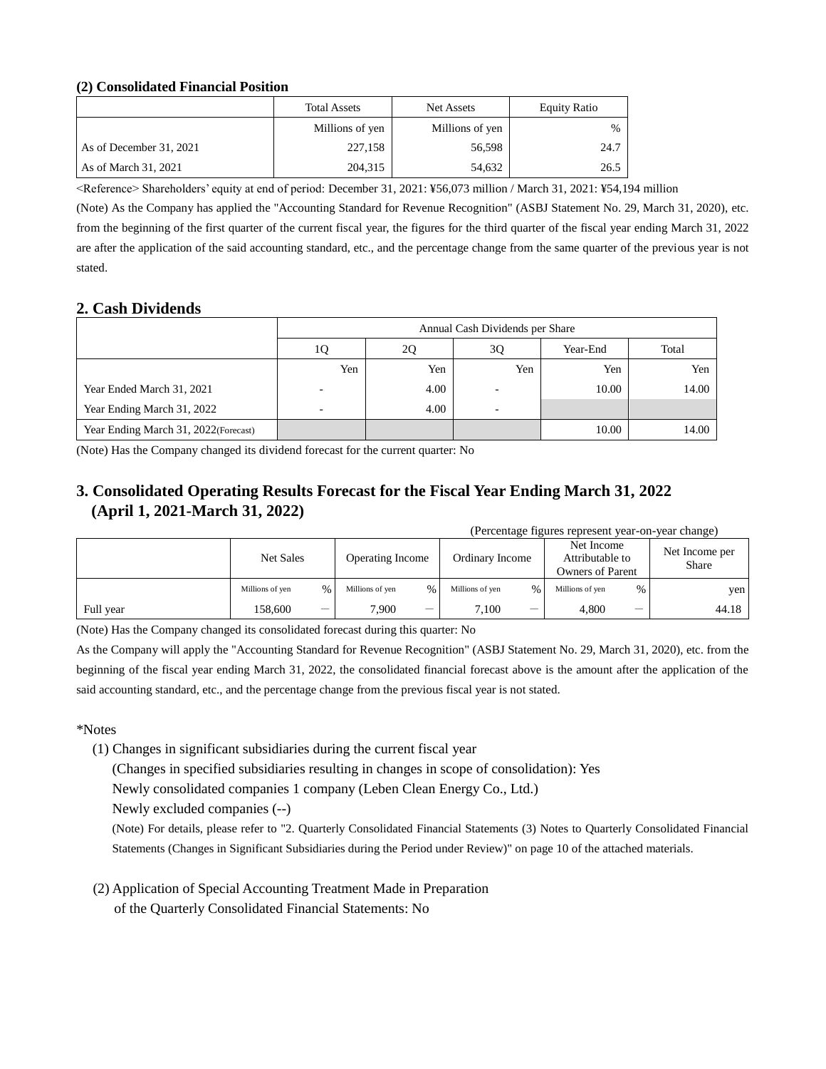### (2) Consolidated Financial Position

| | Total Assets | Net Assets | Equity Ratio |
|---|---|---|---|
| | Millions of yen | Millions of yen | % |
| As of December 31, 2021 | 227,158 | 56,598 | 24.7 |
| As of March 31, 2021 | 204,315 | 54,632 | 26.5 |

<Reference> Shareholders' equity at end of period: December 31, 2021: ¥56,073 million / March 31, 2021: ¥54,194 million

(Note) As the Company has applied the "Accounting Standard for Revenue Recognition" (ASBJ Statement No. 29, March 31, 2020), etc. from the beginning of the first quarter of the current fiscal year, the figures for the third quarter of the fiscal year ending March 31, 2022 are after the application of the said accounting standard, etc., and the percentage change from the same quarter of the previous year is not stated.

## 2. Cash Dividends

| | Annual Cash Dividends per Share | | | | |
|---|---|---|---|---|---|
| | 1Q | 2Q | 3Q | Year-End | Total |
| | Yen | Yen | Yen | Yen | Yen |
| Year Ended March 31, 2021 | - | 4.00 | - | 10.00 | 14.00 |
| Year Ending March 31, 2022 | - | 4.00 | - | | |
| Year Ending March 31, 2022(Forecast) | | | | 10.00 | 14.00 |

(Note) Has the Company changed its dividend forecast for the current quarter: No

## 3. Consolidated Operating Results Forecast for the Fiscal Year Ending March 31, 2022 (April 1, 2021-March 31, 2022)

(Percentage figures represent year-on-year change)

| | Net Sales | | Operating Income | | Ordinary Income | | Net Income Attributable to Owners of Parent | | Net Income per Share |
|---|---|---|---|---|---|---|---|---|---|
| | Millions of yen | % | Millions of yen | % | Millions of yen | % | Millions of yen | % | yen |
| Full year | 158,600 | — | 7,900 | — | 7,100 | — | 4,800 | — | 44.18 |

(Note) Has the Company changed its consolidated forecast during this quarter: No

As the Company will apply the "Accounting Standard for Revenue Recognition" (ASBJ Statement No. 29, March 31, 2020), etc. from the beginning of the fiscal year ending March 31, 2022, the consolidated financial forecast above is the amount after the application of the said accounting standard, etc., and the percentage change from the previous fiscal year is not stated.

*Notes

(1) Changes in significant subsidiaries during the current fiscal year
(Changes in specified subsidiaries resulting in changes in scope of consolidation): Yes
Newly consolidated companies 1 company (Leben Clean Energy Co., Ltd.)
Newly excluded companies (--)
(Note) For details, please refer to "2. Quarterly Consolidated Financial Statements (3) Notes to Quarterly Consolidated Financial Statements (Changes in Significant Subsidiaries during the Period under Review)" on page 10 of the attached materials.

(2) Application of Special Accounting Treatment Made in Preparation of the Quarterly Consolidated Financial Statements: No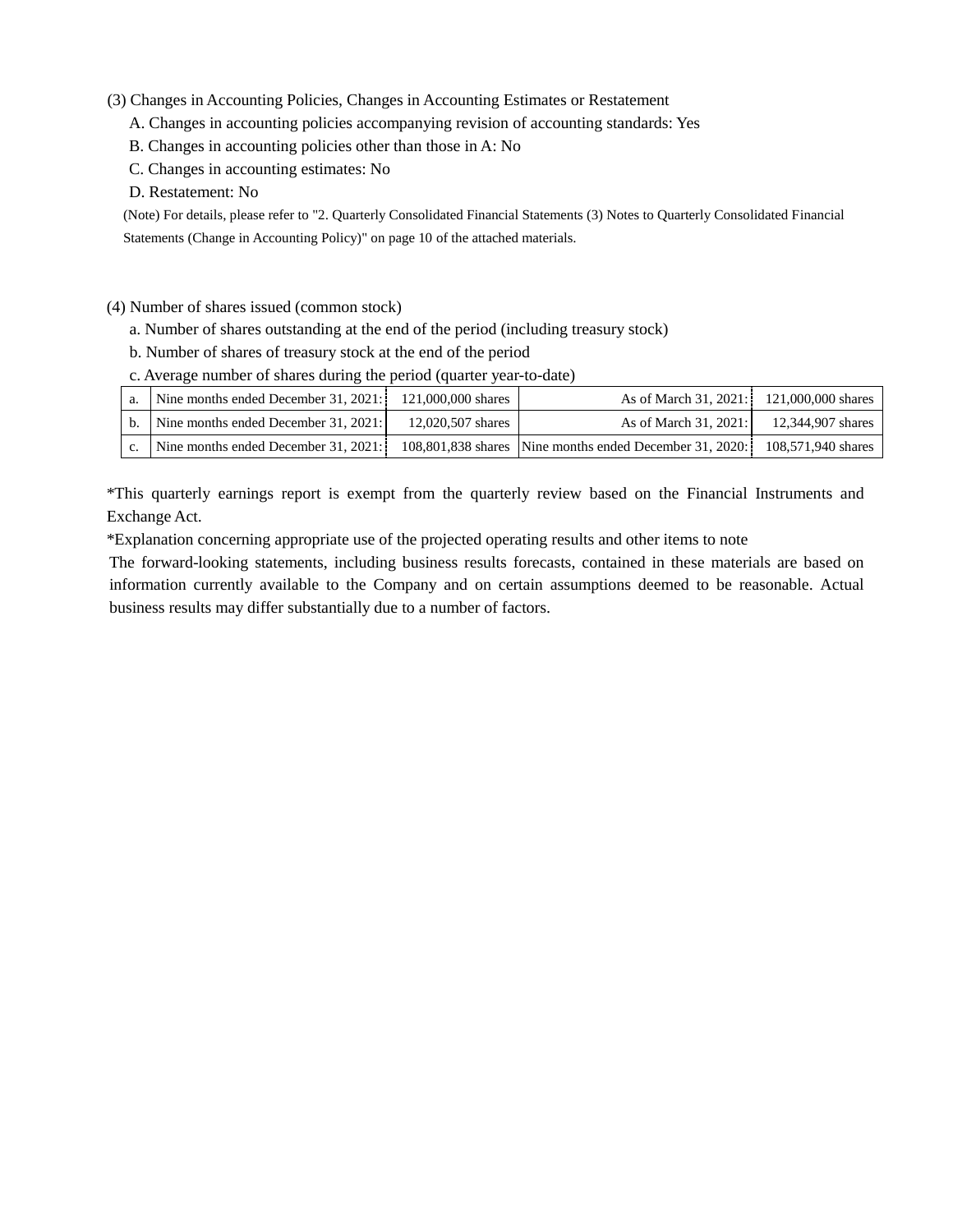(3) Changes in Accounting Policies, Changes in Accounting Estimates or Restatement

A. Changes in accounting policies accompanying revision of accounting standards: Yes

B. Changes in accounting policies other than those in A: No

C. Changes in accounting estimates: No

D. Restatement: No

(Note) For details, please refer to "2. Quarterly Consolidated Financial Statements (3) Notes to Quarterly Consolidated Financial Statements (Change in Accounting Policy)" on page 10 of the attached materials.

(4) Number of shares issued (common stock)

a. Number of shares outstanding at the end of the period (including treasury stock)

b. Number of shares of treasury stock at the end of the period

c. Average number of shares during the period (quarter year-to-date)

| | | | | |
|---|---|---|---|---|
| a. | Nine months ended December 31, 2021: | 121,000,000 shares | As of March 31, 2021: | 121,000,000 shares |
| b. | Nine months ended December 31, 2021: | 12,020,507 shares | As of March 31, 2021: | 12,344,907 shares |
| c. | Nine months ended December 31, 2021: | 108,801,838 shares | Nine months ended December 31, 2020: | 108,571,940 shares |

*This quarterly earnings report is exempt from the quarterly review based on the Financial Instruments and Exchange Act.

*Explanation concerning appropriate use of the projected operating results and other items to note

The forward-looking statements, including business results forecasts, contained in these materials are based on information currently available to the Company and on certain assumptions deemed to be reasonable. Actual business results may differ substantially due to a number of factors.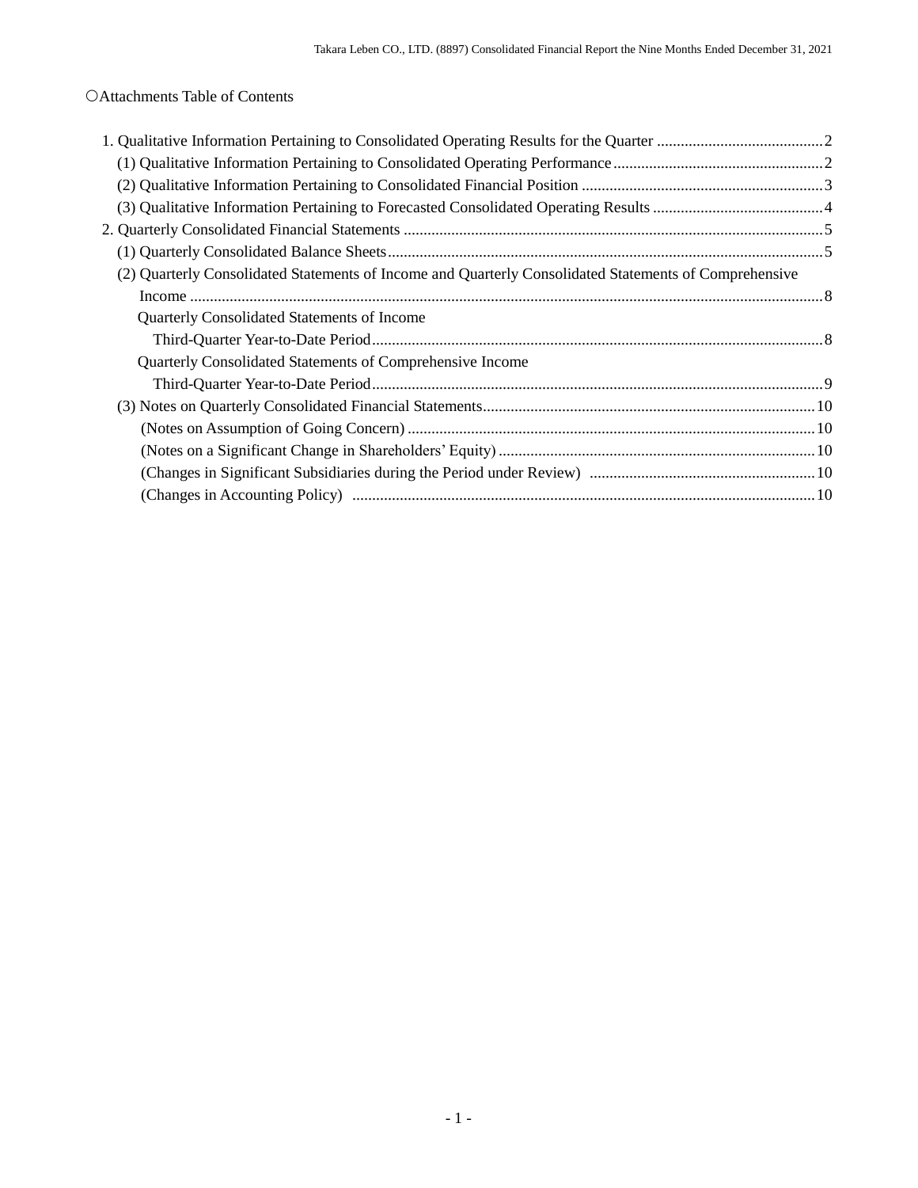〇Attachments Table of Contents

1. Qualitative Information Pertaining to Consolidated Operating Results for the Quarter .......................................... 2
   (1) Qualitative Information Pertaining to Consolidated Operating Performance ..................................................... 2
   (2) Qualitative Information Pertaining to Consolidated Financial Position ............................................................. 3
   (3) Qualitative Information Pertaining to Forecasted Consolidated Operating Results ........................................... 4
2. Quarterly Consolidated Financial Statements ......................................................................................................... 5
   (1) Quarterly Consolidated Balance Sheets ............................................................................................................. 5
   (2) Quarterly Consolidated Statements of Income and Quarterly Consolidated Statements of Comprehensive Income ............................................................................................................................................................... 8
      Quarterly Consolidated Statements of Income
         Third-Quarter Year-to-Date Period ................................................................................................................. 8
      Quarterly Consolidated Statements of Comprehensive Income
         Third-Quarter Year-to-Date Period ................................................................................................................. 9
   (3) Notes on Quarterly Consolidated Financial Statements .................................................................................... 10
      (Notes on Assumption of Going Concern) ....................................................................................................... 10
      (Notes on a Significant Change in Shareholders' Equity) ................................................................................ 10
      (Changes in Significant Subsidiaries during the Period under Review) ......................................................... 10
      (Changes in Accounting Policy) ..................................................................................................................... 10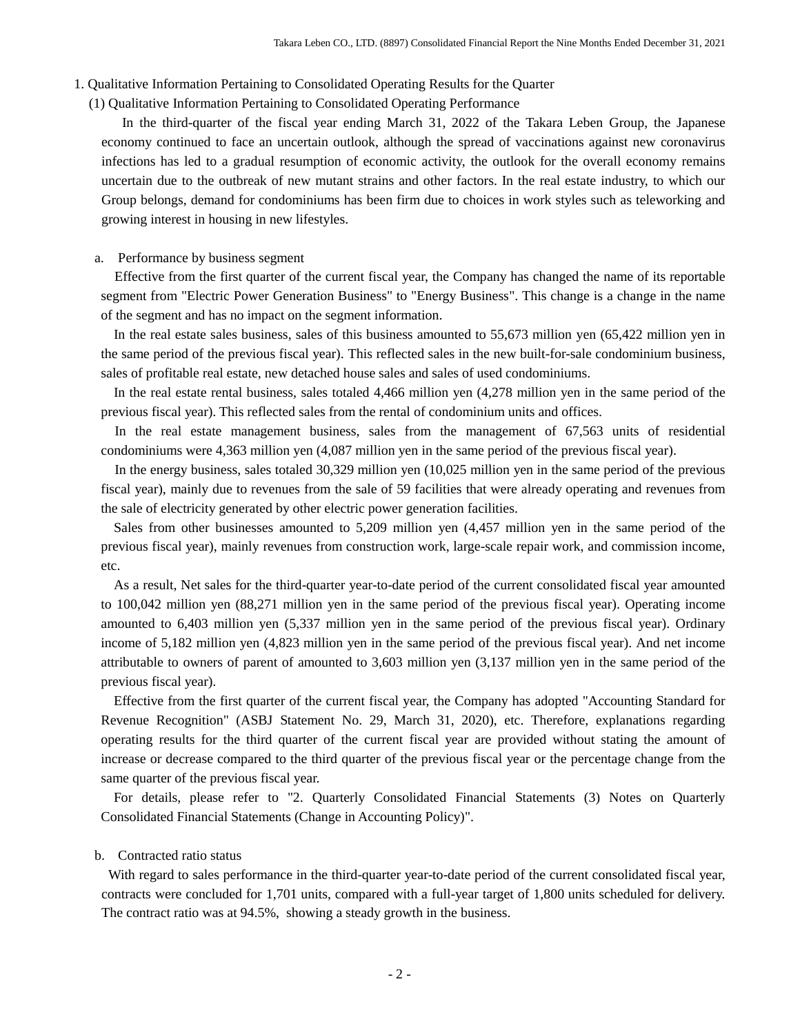# 1. Qualitative Information Pertaining to Consolidated Operating Results for the Quarter

## (1) Qualitative Information Pertaining to Consolidated Operating Performance

In the third-quarter of the fiscal year ending March 31, 2022 of the Takara Leben Group, the Japanese economy continued to face an uncertain outlook, although the spread of vaccinations against new coronavirus infections has led to a gradual resumption of economic activity, the outlook for the overall economy remains uncertain due to the outbreak of new mutant strains and other factors. In the real estate industry, to which our Group belongs, demand for condominiums has been firm due to choices in work styles such as teleworking and growing interest in housing in new lifestyles.

### a. Performance by business segment

Effective from the first quarter of the current fiscal year, the Company has changed the name of its reportable segment from "Electric Power Generation Business" to "Energy Business". This change is a change in the name of the segment and has no impact on the segment information.

In the real estate sales business, sales of this business amounted to 55,673 million yen (65,422 million yen in the same period of the previous fiscal year). This reflected sales in the new built-for-sale condominium business, sales of profitable real estate, new detached house sales and sales of used condominiums.

In the real estate rental business, sales totaled 4,466 million yen (4,278 million yen in the same period of the previous fiscal year). This reflected sales from the rental of condominium units and offices.

In the real estate management business, sales from the management of 67,563 units of residential condominiums were 4,363 million yen (4,087 million yen in the same period of the previous fiscal year).

In the energy business, sales totaled 30,329 million yen (10,025 million yen in the same period of the previous fiscal year), mainly due to revenues from the sale of 59 facilities that were already operating and revenues from the sale of electricity generated by other electric power generation facilities.

Sales from other businesses amounted to 5,209 million yen (4,457 million yen in the same period of the previous fiscal year), mainly revenues from construction work, large-scale repair work, and commission income, etc.

As a result, Net sales for the third-quarter year-to-date period of the current consolidated fiscal year amounted to 100,042 million yen (88,271 million yen in the same period of the previous fiscal year). Operating income amounted to 6,403 million yen (5,337 million yen in the same period of the previous fiscal year). Ordinary income of 5,182 million yen (4,823 million yen in the same period of the previous fiscal year). And net income attributable to owners of parent of amounted to 3,603 million yen (3,137 million yen in the same period of the previous fiscal year).

Effective from the first quarter of the current fiscal year, the Company has adopted "Accounting Standard for Revenue Recognition" (ASBJ Statement No. 29, March 31, 2020), etc. Therefore, explanations regarding operating results for the third quarter of the current fiscal year are provided without stating the amount of increase or decrease compared to the third quarter of the previous fiscal year or the percentage change from the same quarter of the previous fiscal year.

For details, please refer to "2. Quarterly Consolidated Financial Statements (3) Notes on Quarterly Consolidated Financial Statements (Change in Accounting Policy)".

### b. Contracted ratio status

With regard to sales performance in the third-quarter year-to-date period of the current consolidated fiscal year, contracts were concluded for 1,701 units, compared with a full-year target of 1,800 units scheduled for delivery. The contract ratio was at 94.5%, showing a steady growth in the business.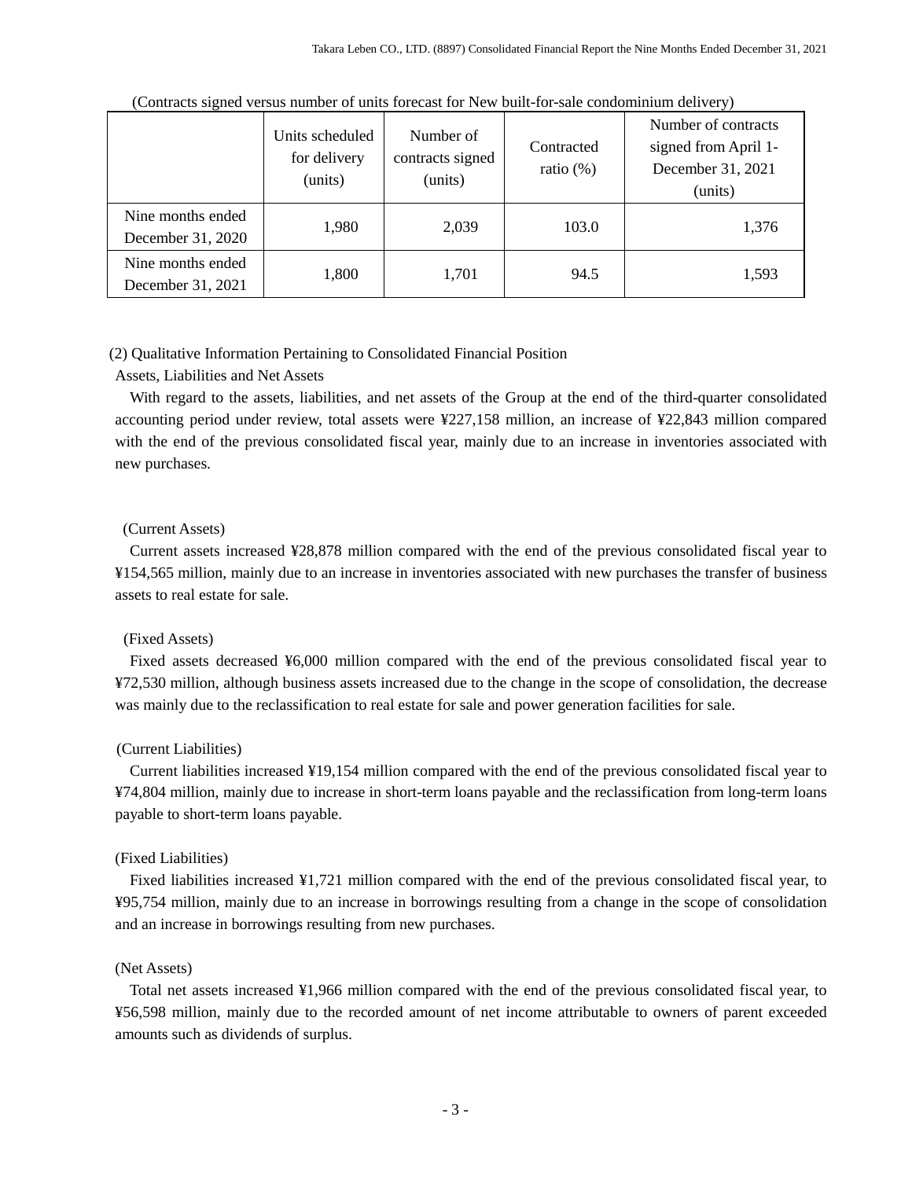(Contracts signed versus number of units forecast for New built-for-sale condominium delivery)

| | Units scheduled for delivery (units) | Number of contracts signed (units) | Contracted ratio (%) | Number of contracts signed from April 1-December 31, 2021 (units) |
|---|---|---|---|---|
| Nine months ended December 31, 2020 | 1,980 | 2,039 | 103.0 | 1,376 |
| Nine months ended December 31, 2021 | 1,800 | 1,701 | 94.5 | 1,593 |

(2) Qualitative Information Pertaining to Consolidated Financial Position

Assets, Liabilities and Net Assets

With regard to the assets, liabilities, and net assets of the Group at the end of the third-quarter consolidated accounting period under review, total assets were ¥227,158 million, an increase of ¥22,843 million compared with the end of the previous consolidated fiscal year, mainly due to an increase in inventories associated with new purchases.

(Current Assets)

Current assets increased ¥28,878 million compared with the end of the previous consolidated fiscal year to ¥154,565 million, mainly due to an increase in inventories associated with new purchases the transfer of business assets to real estate for sale.

(Fixed Assets)

Fixed assets decreased ¥6,000 million compared with the end of the previous consolidated fiscal year to ¥72,530 million, although business assets increased due to the change in the scope of consolidation, the decrease was mainly due to the reclassification to real estate for sale and power generation facilities for sale.

(Current Liabilities)

Current liabilities increased ¥19,154 million compared with the end of the previous consolidated fiscal year to ¥74,804 million, mainly due to increase in short-term loans payable and the reclassification from long-term loans payable to short-term loans payable.

(Fixed Liabilities)

Fixed liabilities increased ¥1,721 million compared with the end of the previous consolidated fiscal year, to ¥95,754 million, mainly due to an increase in borrowings resulting from a change in the scope of consolidation and an increase in borrowings resulting from new purchases.

(Net Assets)

Total net assets increased ¥1,966 million compared with the end of the previous consolidated fiscal year, to ¥56,598 million, mainly due to the recorded amount of net income attributable to owners of parent exceeded amounts such as dividends of surplus.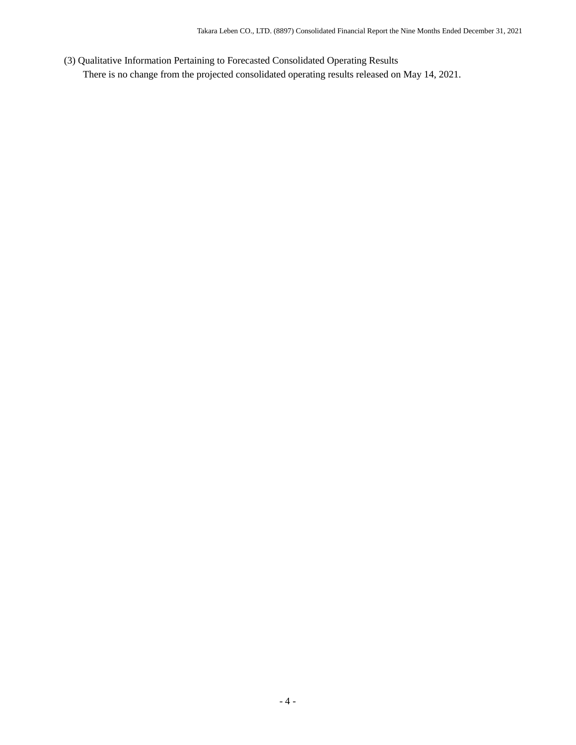### (3) Qualitative Information Pertaining to Forecasted Consolidated Operating Results

There is no change from the projected consolidated operating results released on May 14, 2021.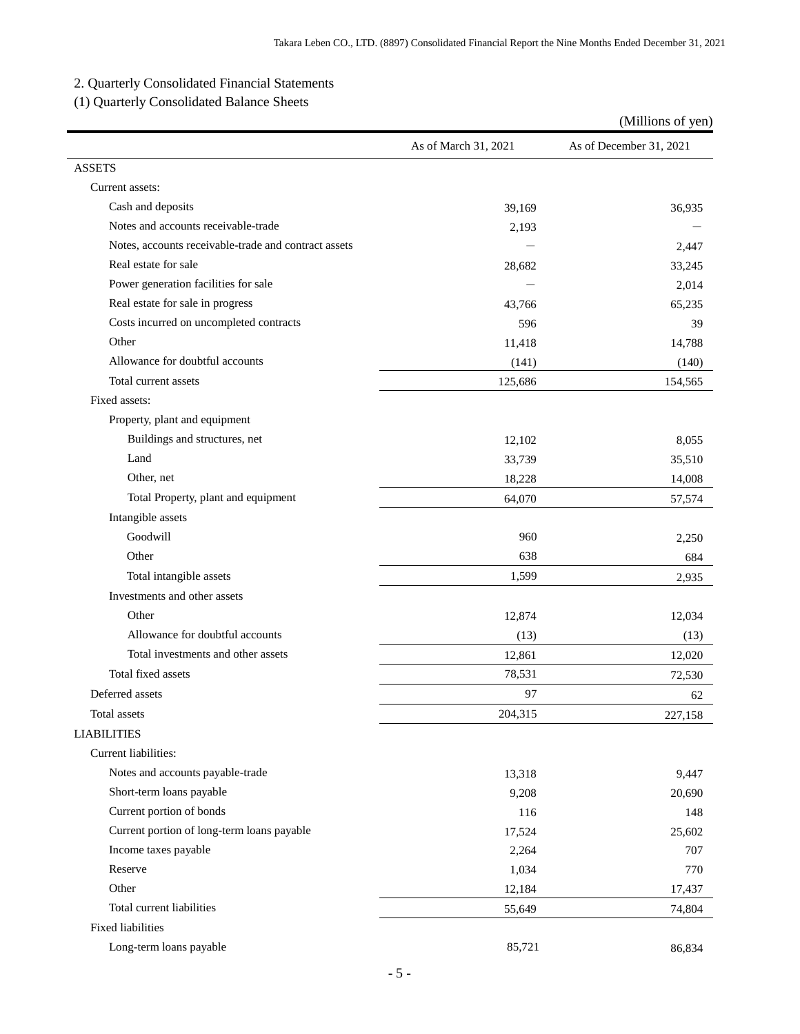## 2. Quarterly Consolidated Financial Statements

### (1) Quarterly Consolidated Balance Sheets

(Millions of yen)

| | As of March 31, 2021 | As of December 31, 2021 |
|---|---|---|
| ASSETS | | |
| Current assets: | | |
| Cash and deposits | 39,169 | 36,935 |
| Notes and accounts receivable-trade | 2,193 | — |
| Notes, accounts receivable-trade and contract assets | — | 2,447 |
| Real estate for sale | 28,682 | 33,245 |
| Power generation facilities for sale | — | 2,014 |
| Real estate for sale in progress | 43,766 | 65,235 |
| Costs incurred on uncompleted contracts | 596 | 39 |
| Other | 11,418 | 14,788 |
| Allowance for doubtful accounts | (141) | (140) |
| Total current assets | 125,686 | 154,565 |
| Fixed assets: | | |
| Property, plant and equipment | | |
| Buildings and structures, net | 12,102 | 8,055 |
| Land | 33,739 | 35,510 |
| Other, net | 18,228 | 14,008 |
| Total Property, plant and equipment | 64,070 | 57,574 |
| Intangible assets | | |
| Goodwill | 960 | 2,250 |
| Other | 638 | 684 |
| Total intangible assets | 1,599 | 2,935 |
| Investments and other assets | | |
| Other | 12,874 | 12,034 |
| Allowance for doubtful accounts | (13) | (13) |
| Total investments and other assets | 12,861 | 12,020 |
| Total fixed assets | 78,531 | 72,530 |
| Deferred assets | 97 | 62 |
| Total assets | 204,315 | 227,158 |
| LIABILITIES | | |
| Current liabilities: | | |
| Notes and accounts payable-trade | 13,318 | 9,447 |
| Short-term loans payable | 9,208 | 20,690 |
| Current portion of bonds | 116 | 148 |
| Current portion of long-term loans payable | 17,524 | 25,602 |
| Income taxes payable | 2,264 | 707 |
| Reserve | 1,034 | 770 |
| Other | 12,184 | 17,437 |
| Total current liabilities | 55,649 | 74,804 |
| Fixed liabilities | | |
| Long-term loans payable | 85,721 | 86,834 |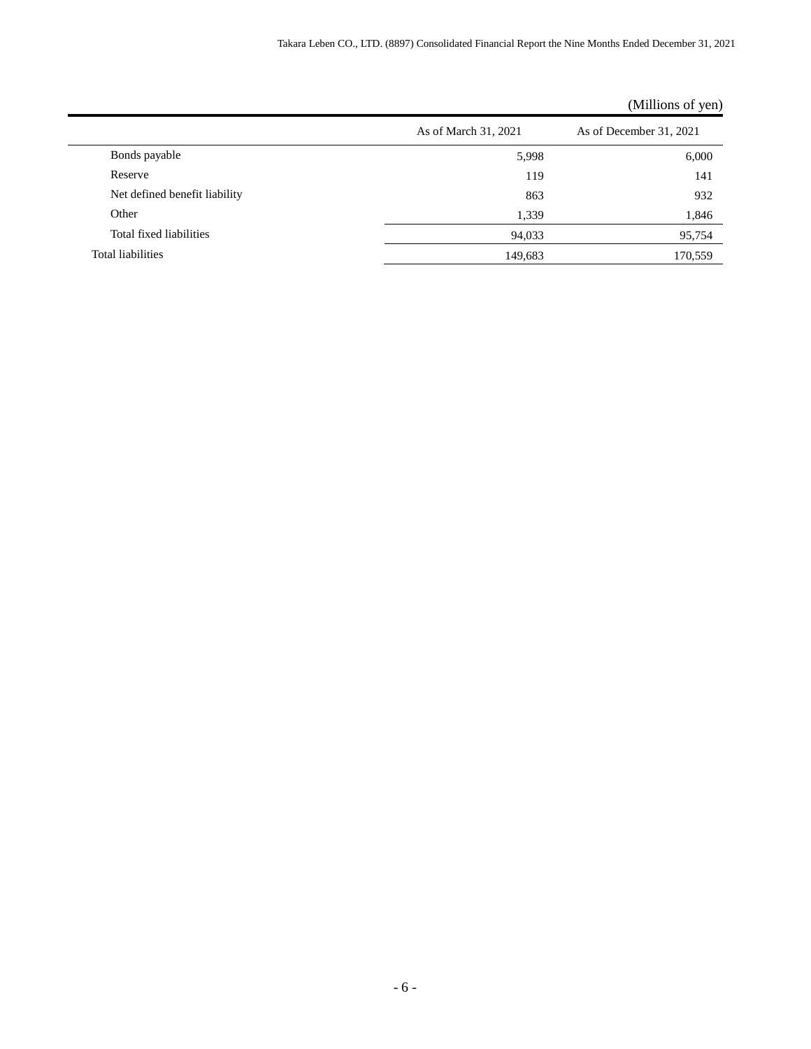(Millions of yen)

| | As of March 31, 2021 | As of December 31, 2021 |
|---|---|---|
| Bonds payable | 5,998 | 6,000 |
| Reserve | 119 | 141 |
| Net defined benefit liability | 863 | 932 |
| Other | 1,339 | 1,846 |
| Total fixed liabilities | 94,033 | 95,754 |
| Total liabilities | 149,683 | 170,559 |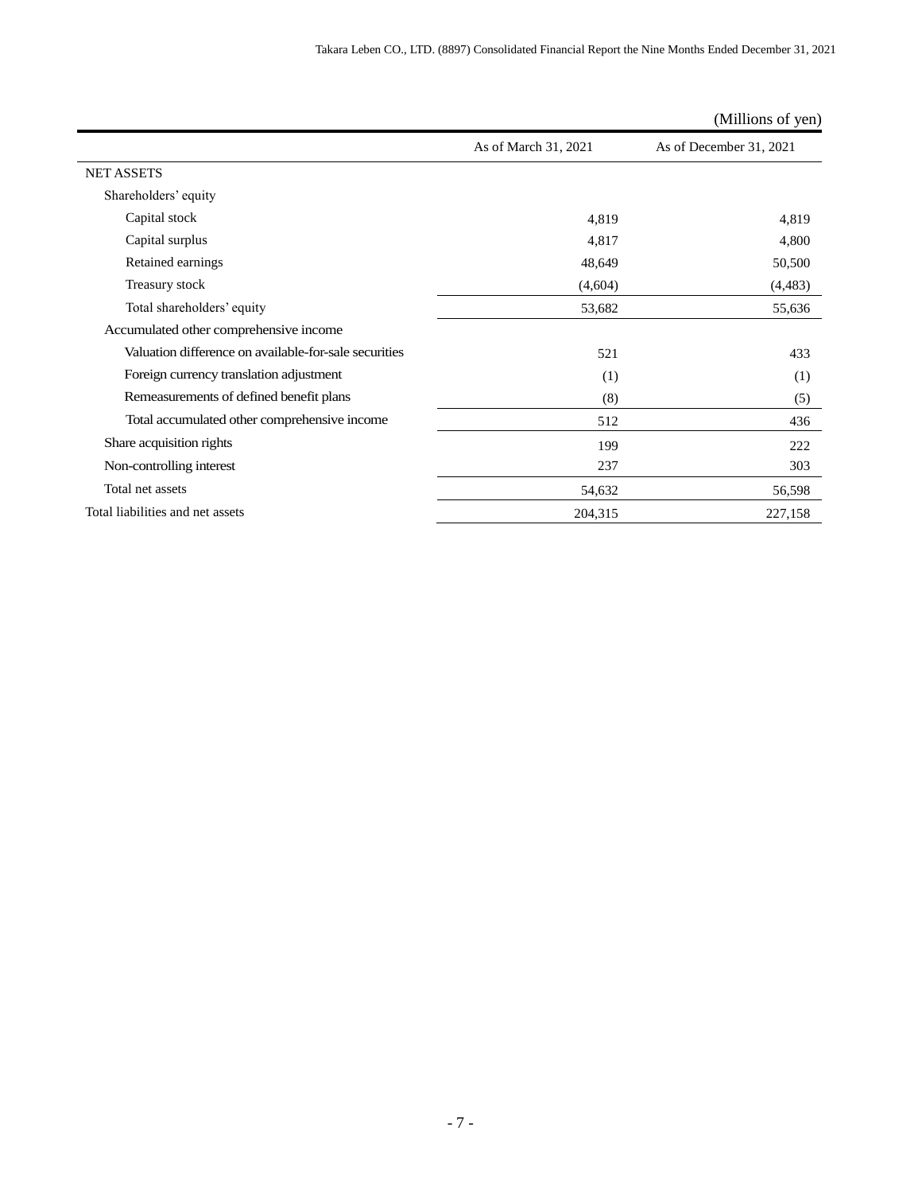(Millions of yen)

| | As of March 31, 2021 | As of December 31, 2021 |
|---|---|---|
| NET ASSETS | | |
| Shareholders' equity | | |
| Capital stock | 4,819 | 4,819 |
| Capital surplus | 4,817 | 4,800 |
| Retained earnings | 48,649 | 50,500 |
| Treasury stock | (4,604) | (4,483) |
| Total shareholders' equity | 53,682 | 55,636 |
| Accumulated other comprehensive income | | |
| Valuation difference on available-for-sale securities | 521 | 433 |
| Foreign currency translation adjustment | (1) | (1) |
| Remeasurements of defined benefit plans | (8) | (5) |
| Total accumulated other comprehensive income | 512 | 436 |
| Share acquisition rights | 199 | 222 |
| Non-controlling interest | 237 | 303 |
| Total net assets | 54,632 | 56,598 |
| Total liabilities and net assets | 204,315 | 227,158 |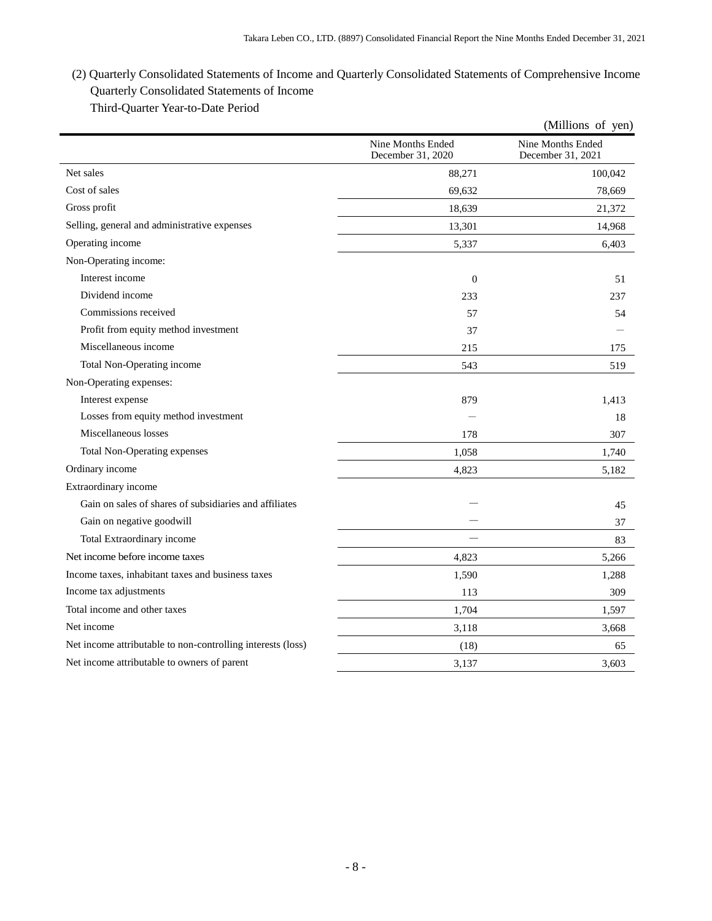(2) Quarterly Consolidated Statements of Income and Quarterly Consolidated Statements of Comprehensive Income

Quarterly Consolidated Statements of Income

Third-Quarter Year-to-Date Period

(Millions of yen)

| | Nine Months Ended December 31, 2020 | Nine Months Ended December 31, 2021 |
|---|---|---|
| Net sales | 88,271 | 100,042 |
| Cost of sales | 69,632 | 78,669 |
| Gross profit | 18,639 | 21,372 |
| Selling, general and administrative expenses | 13,301 | 14,968 |
| Operating income | 5,337 | 6,403 |
| Non-Operating income: | | |
| Interest income | 0 | 51 |
| Dividend income | 233 | 237 |
| Commissions received | 57 | 54 |
| Profit from equity method investment | 37 | ― |
| Miscellaneous income | 215 | 175 |
| Total Non-Operating income | 543 | 519 |
| Non-Operating expenses: | | |
| Interest expense | 879 | 1,413 |
| Losses from equity method investment | ― | 18 |
| Miscellaneous losses | 178 | 307 |
| Total Non-Operating expenses | 1,058 | 1,740 |
| Ordinary income | 4,823 | 5,182 |
| Extraordinary income | | |
| Gain on sales of shares of subsidiaries and affiliates | ― | 45 |
| Gain on negative goodwill | ― | 37 |
| Total Extraordinary income | ― | 83 |
| Net income before income taxes | 4,823 | 5,266 |
| Income taxes, inhabitant taxes and business taxes | 1,590 | 1,288 |
| Income tax adjustments | 113 | 309 |
| Total income and other taxes | 1,704 | 1,597 |
| Net income | 3,118 | 3,668 |
| Net income attributable to non-controlling interests (loss) | (18) | 65 |
| Net income attributable to owners of parent | 3,137 | 3,603 |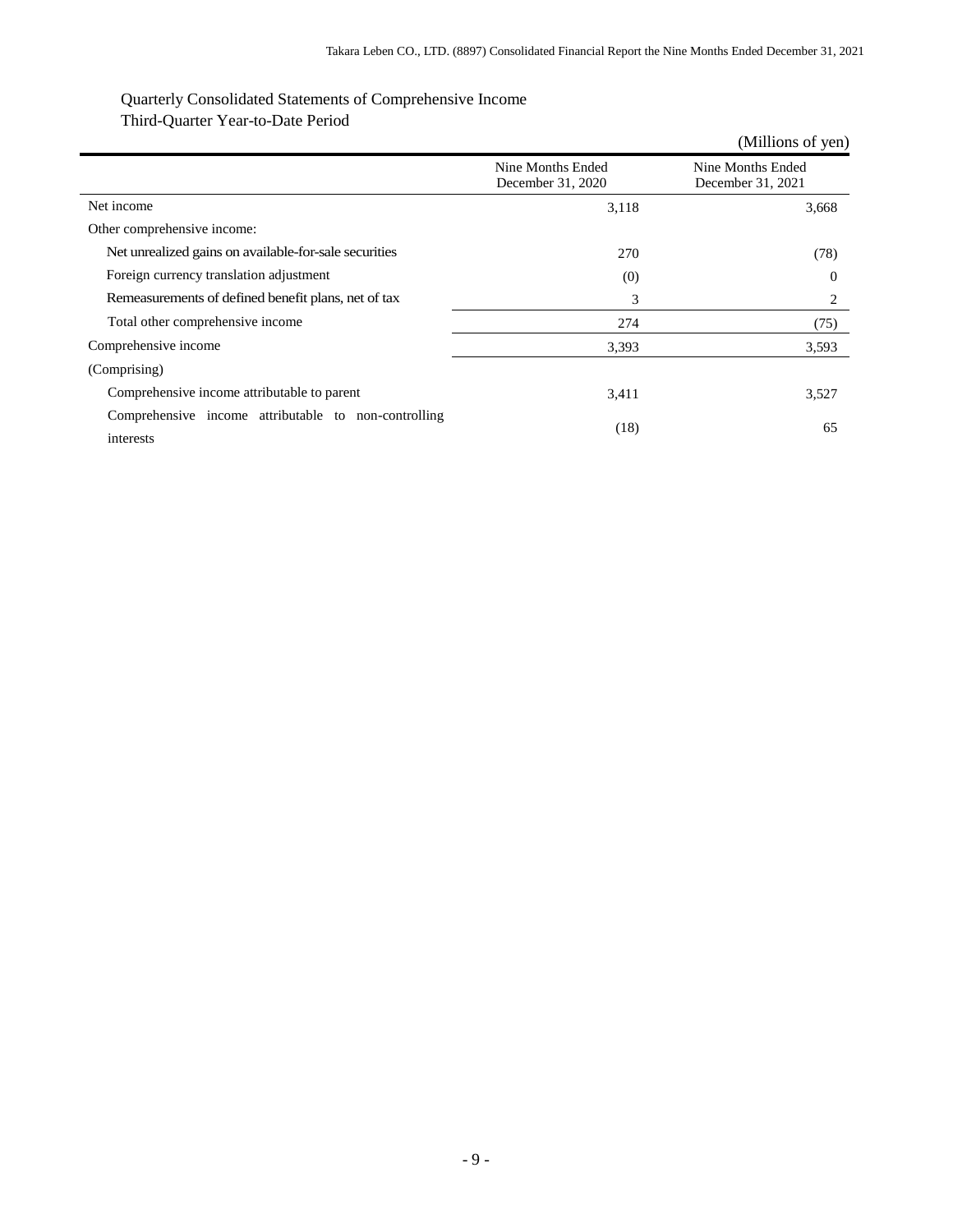Quarterly Consolidated Statements of Comprehensive Income

Third-Quarter Year-to-Date Period

(Millions of yen)

| | Nine Months Ended December 31, 2020 | Nine Months Ended December 31, 2021 |
|---|---|---|
| Net income | 3,118 | 3,668 |
| Other comprehensive income: | | |
| Net unrealized gains on available-for-sale securities | 270 | (78) |
| Foreign currency translation adjustment | (0) | 0 |
| Remeasurements of defined benefit plans, net of tax | 3 | 2 |
| Total other comprehensive income | 274 | (75) |
| Comprehensive income | 3,393 | 3,593 |
| (Comprising) | | |
| Comprehensive income attributable to parent | 3,411 | 3,527 |
| Comprehensive income attributable to non-controlling interests | (18) | 65 |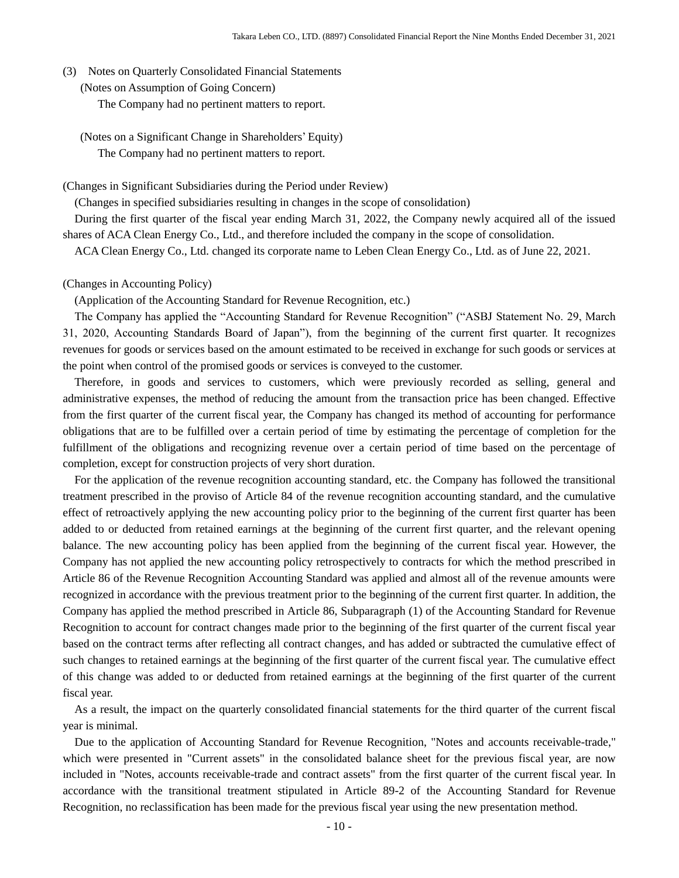(3) Notes on Quarterly Consolidated Financial Statements

(Notes on Assumption of Going Concern)

The Company had no pertinent matters to report.

(Notes on a Significant Change in Shareholders' Equity)

The Company had no pertinent matters to report.

(Changes in Significant Subsidiaries during the Period under Review)

(Changes in specified subsidiaries resulting in changes in the scope of consolidation)

During the first quarter of the fiscal year ending March 31, 2022, the Company newly acquired all of the issued shares of ACA Clean Energy Co., Ltd., and therefore included the company in the scope of consolidation.

ACA Clean Energy Co., Ltd. changed its corporate name to Leben Clean Energy Co., Ltd. as of June 22, 2021.

(Changes in Accounting Policy)

(Application of the Accounting Standard for Revenue Recognition, etc.)

The Company has applied the "Accounting Standard for Revenue Recognition" ("ASBJ Statement No. 29, March 31, 2020, Accounting Standards Board of Japan"), from the beginning of the current first quarter. It recognizes revenues for goods or services based on the amount estimated to be received in exchange for such goods or services at the point when control of the promised goods or services is conveyed to the customer.

Therefore, in goods and services to customers, which were previously recorded as selling, general and administrative expenses, the method of reducing the amount from the transaction price has been changed. Effective from the first quarter of the current fiscal year, the Company has changed its method of accounting for performance obligations that are to be fulfilled over a certain period of time by estimating the percentage of completion for the fulfillment of the obligations and recognizing revenue over a certain period of time based on the percentage of completion, except for construction projects of very short duration.

For the application of the revenue recognition accounting standard, etc. the Company has followed the transitional treatment prescribed in the proviso of Article 84 of the revenue recognition accounting standard, and the cumulative effect of retroactively applying the new accounting policy prior to the beginning of the current first quarter has been added to or deducted from retained earnings at the beginning of the current first quarter, and the relevant opening balance. The new accounting policy has been applied from the beginning of the current fiscal year. However, the Company has not applied the new accounting policy retrospectively to contracts for which the method prescribed in Article 86 of the Revenue Recognition Accounting Standard was applied and almost all of the revenue amounts were recognized in accordance with the previous treatment prior to the beginning of the current first quarter. In addition, the Company has applied the method prescribed in Article 86, Subparagraph (1) of the Accounting Standard for Revenue Recognition to account for contract changes made prior to the beginning of the first quarter of the current fiscal year based on the contract terms after reflecting all contract changes, and has added or subtracted the cumulative effect of such changes to retained earnings at the beginning of the first quarter of the current fiscal year. The cumulative effect of this change was added to or deducted from retained earnings at the beginning of the first quarter of the current fiscal year.

As a result, the impact on the quarterly consolidated financial statements for the third quarter of the current fiscal year is minimal.

Due to the application of Accounting Standard for Revenue Recognition, "Notes and accounts receivable-trade," which were presented in "Current assets" in the consolidated balance sheet for the previous fiscal year, are now included in "Notes, accounts receivable-trade and contract assets" from the first quarter of the current fiscal year. In accordance with the transitional treatment stipulated in Article 89-2 of the Accounting Standard for Revenue Recognition, no reclassification has been made for the previous fiscal year using the new presentation method.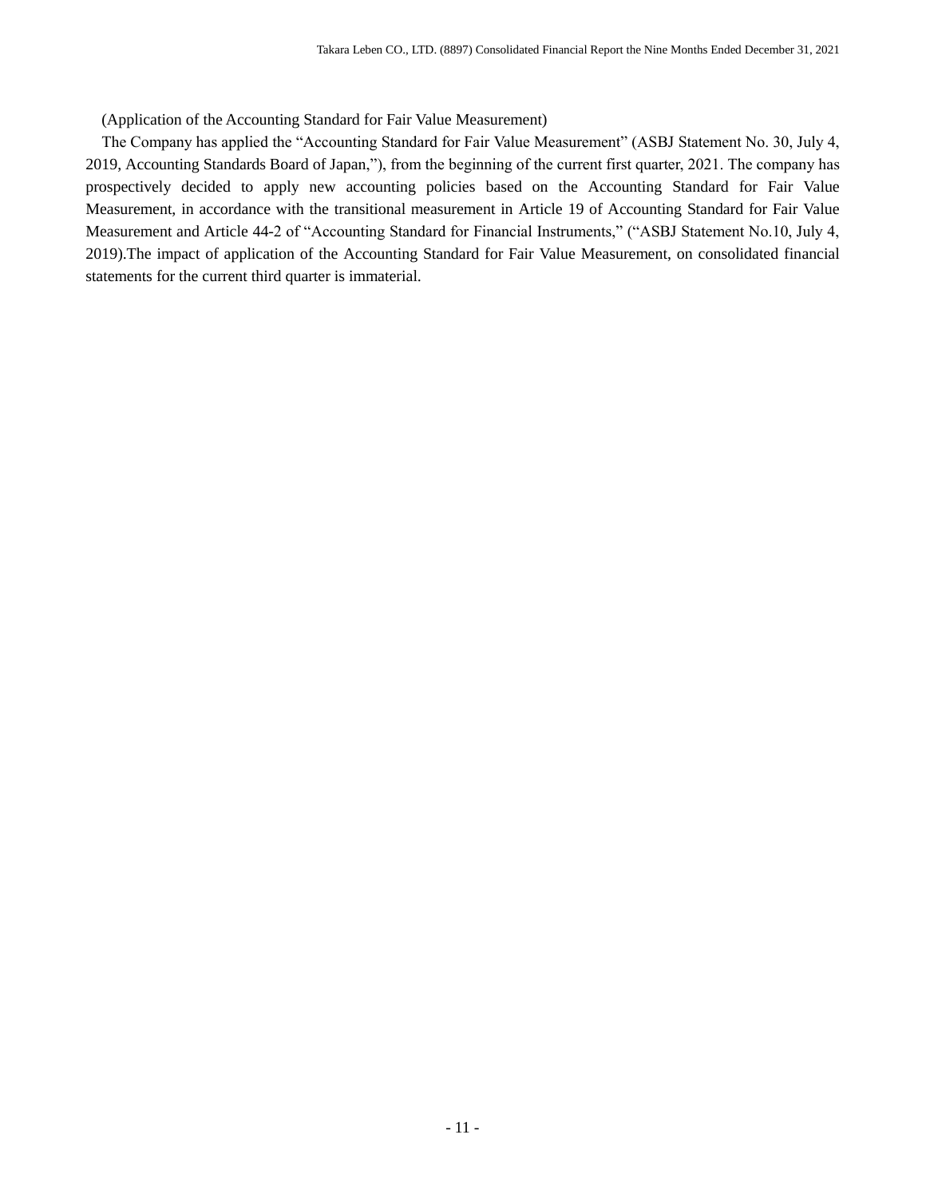(Application of the Accounting Standard for Fair Value Measurement)

The Company has applied the "Accounting Standard for Fair Value Measurement" (ASBJ Statement No. 30, July 4, 2019, Accounting Standards Board of Japan,"), from the beginning of the current first quarter, 2021. The company has prospectively decided to apply new accounting policies based on the Accounting Standard for Fair Value Measurement, in accordance with the transitional measurement in Article 19 of Accounting Standard for Fair Value Measurement and Article 44-2 of "Accounting Standard for Financial Instruments," ("ASBJ Statement No.10, July 4, 2019).The impact of application of the Accounting Standard for Fair Value Measurement, on consolidated financial statements for the current third quarter is immaterial.